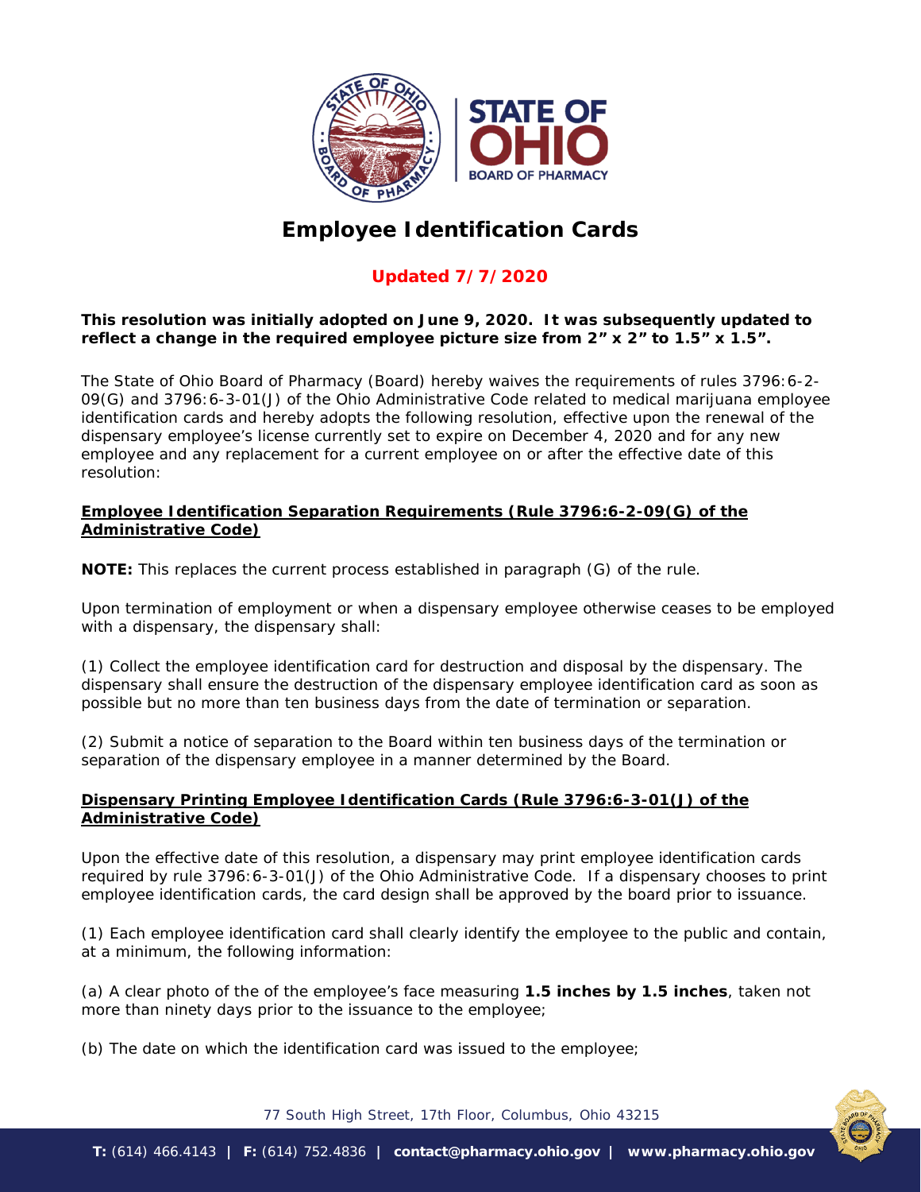# Employee Identification Cards

**Updated 7/7/2020**

**This resolution was initially adopted on June 9, 2020. It was subsequently updated to reflect a change in the required employee picture size from 2" x 2" to 1.5" x 1.5".**

The State of Ohio Board of Pharmacy (Board) hereby waives the requirements of rules 3796:6-2-09(G) and 3796:6-3-01(J) of the Ohio Administrative Code related to medical marijuana employee identification cards and hereby adopts the following resolution, effective upon the renewal of the dispensary employee's license currently set to expire on December 4, 2020 and for any new employee and any replacement for a current employee on or after the effective date of this resolution:

## Employee Identification Separation Requirements (Rule 3796:6-2-09(G) of the Administrative Code)

**NOTE:** This replaces the current process established in paragraph (G) of the rule.

Upon termination of employment or when a dispensary employee otherwise ceases to be employed with a dispensary, the dispensary shall:

(1) Collect the employee identification card for destruction and disposal by the dispensary. The dispensary shall ensure the destruction of the dispensary employee identification card as soon as possible but no more than ten business days from the date of termination or separation.

(2) Submit a notice of separation to the Board within ten business days of the termination or separation of the dispensary employee in a manner determined by the Board.

## Dispensary Printing Employee Identification Cards (Rule 3796:6-3-01(J) of the Administrative Code)

Upon the effective date of this resolution, a dispensary may print employee identification cards required by rule 3796:6-3-01(J) of the Ohio Administrative Code. If a dispensary chooses to print employee identification cards, the card design shall be approved by the board prior to issuance.

(1) Each employee identification card shall clearly identify the employee to the public and contain, at a minimum, the following information:

(a) A clear photo of the of the employee's face measuring **1.5 inches by 1.5 inches**, taken not more than ninety days prior to the issuance to the employee;

(b) The date on which the identification card was issued to the employee;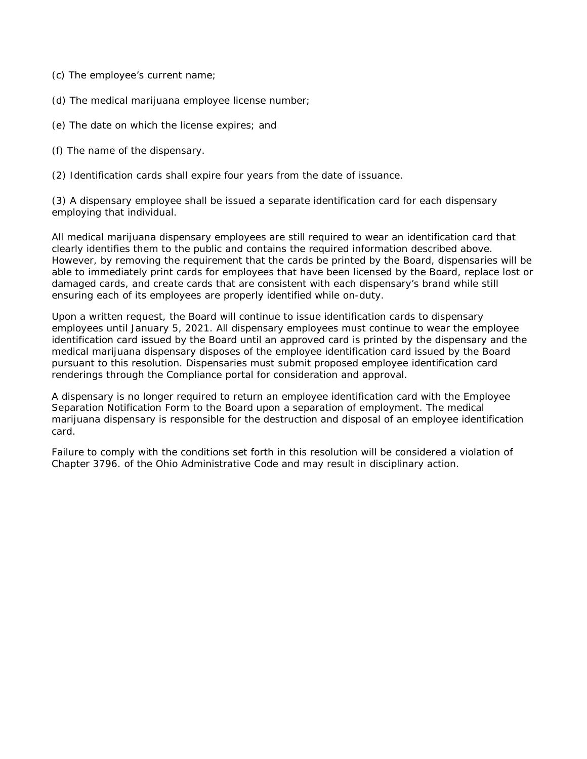(c) The employee's current name;

(d) The medical marijuana employee license number;

(e) The date on which the license expires; and

(f) The name of the dispensary.

(2) Identification cards shall expire four years from the date of issuance.

(3) A dispensary employee shall be issued a separate identification card for each dispensary employing that individual.

All medical marijuana dispensary employees are still required to wear an identification card that clearly identifies them to the public and contains the required information described above. However, by removing the requirement that the cards be printed by the Board, dispensaries will be able to immediately print cards for employees that have been licensed by the Board, replace lost or damaged cards, and create cards that are consistent with each dispensary's brand while still ensuring each of its employees are properly identified while on-duty.

Upon a written request, the Board will continue to issue identification cards to dispensary employees until January 5, 2021. All dispensary employees must continue to wear the employee identification card issued by the Board until an approved card is printed by the dispensary and the medical marijuana dispensary disposes of the employee identification card issued by the Board pursuant to this resolution. Dispensaries must submit proposed employee identification card renderings through the Compliance portal for consideration and approval.

A dispensary is no longer required to return an employee identification card with the Employee Separation Notification Form to the Board upon a separation of employment. The medical marijuana dispensary is responsible for the destruction and disposal of an employee identification card.

Failure to comply with the conditions set forth in this resolution will be considered a violation of Chapter 3796. of the Ohio Administrative Code and may result in disciplinary action.